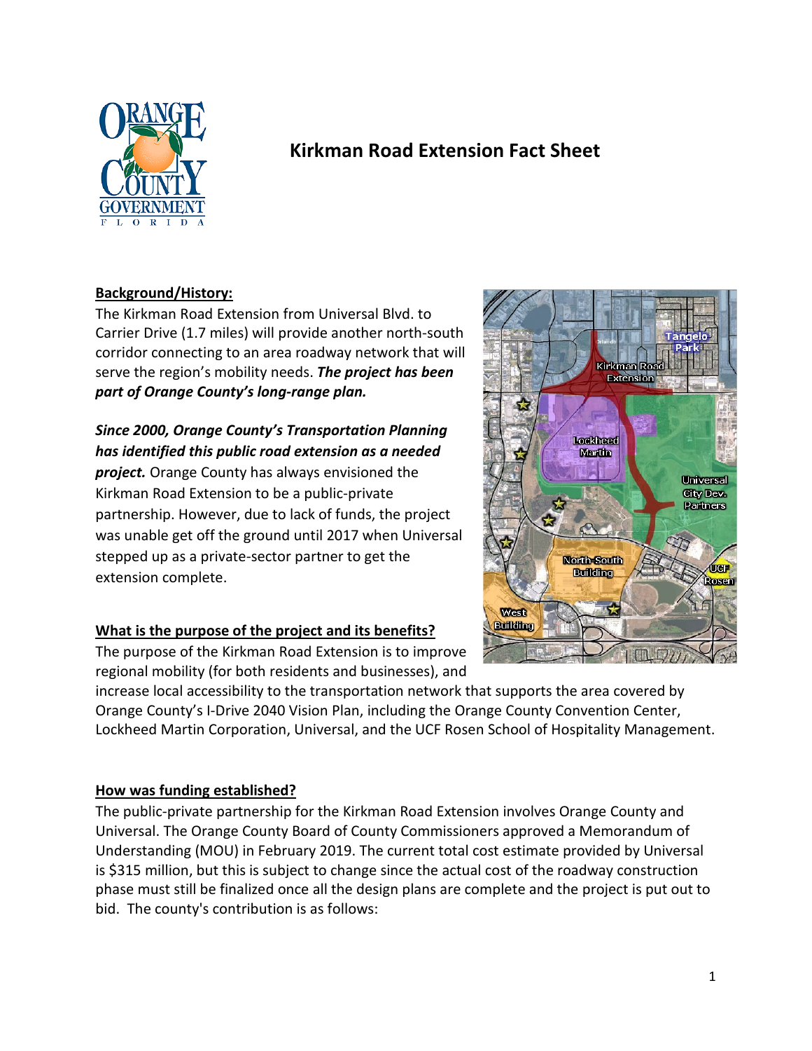# Kirkman Road Extension Fact Sheet

**Background/History:**

The Kirkman Road Extension from Universal Blvd. to Carrier Drive (1.7 miles) will provide another north-south corridor connecting to an area roadway network that will serve the region's mobility needs. ***The project has been part of Orange County's long-range plan.***

***Since 2000, Orange County's Transportation Planning has identified this public road extension as a needed project.*** Orange County has always envisioned the Kirkman Road Extension to be a public-private partnership. However, due to lack of funds, the project was unable get off the ground until 2017 when Universal stepped up as a private-sector partner to get the extension complete.

Tangelo Park
Kirkman Road Extension
Lockheed Martin
Universal City Dev. Partners
North-South Building
UCF Rosen
West Building

**What is the purpose of the project and its benefits?**

The purpose of the Kirkman Road Extension is to improve regional mobility (for both residents and businesses), and increase local accessibility to the transportation network that supports the area covered by Orange County's I-Drive 2040 Vision Plan, including the Orange County Convention Center, Lockheed Martin Corporation, Universal, and the UCF Rosen School of Hospitality Management.

**How was funding established?**

The public-private partnership for the Kirkman Road Extension involves Orange County and Universal. The Orange County Board of County Commissioners approved a Memorandum of Understanding (MOU) in February 2019. The current total cost estimate provided by Universal is $315 million, but this is subject to change since the actual cost of the roadway construction phase must still be finalized once all the design plans are complete and the project is put out to bid. The county's contribution is as follows: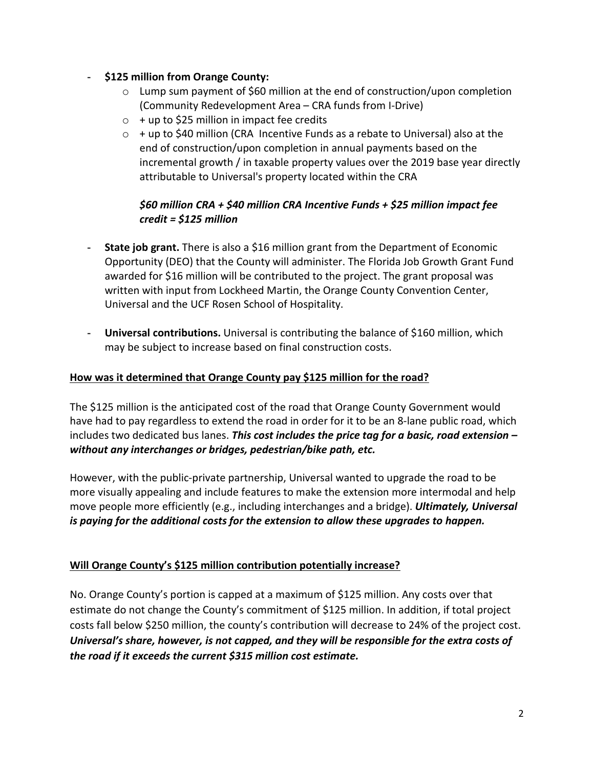- **$125 million from Orange County:**
  - Lump sum payment of $60 million at the end of construction/upon completion (Community Redevelopment Area – CRA funds from I-Drive)
  - + up to $25 million in impact fee credits
  - + up to $40 million (CRA Incentive Funds as a rebate to Universal) also at the end of construction/upon completion in annual payments based on the incremental growth / in taxable property values over the 2019 base year directly attributable to Universal's property located within the CRA

  ***$60 million CRA + $40 million CRA Incentive Funds + $25 million impact fee credit = $125 million***

- **State job grant.** There is also a $16 million grant from the Department of Economic Opportunity (DEO) that the County will administer. The Florida Job Growth Grant Fund awarded for $16 million will be contributed to the project. The grant proposal was written with input from Lockheed Martin, the Orange County Convention Center, Universal and the UCF Rosen School of Hospitality.

- **Universal contributions.** Universal is contributing the balance of $160 million, which may be subject to increase based on final construction costs.

**<u>How was it determined that Orange County pay $125 million for the road?</u>**

The $125 million is the anticipated cost of the road that Orange County Government would have had to pay regardless to extend the road in order for it to be an 8-lane public road, which includes two dedicated bus lanes. ***This cost includes the price tag for a basic, road extension – without any interchanges or bridges, pedestrian/bike path, etc.***

However, with the public-private partnership, Universal wanted to upgrade the road to be more visually appealing and include features to make the extension more intermodal and help move people more efficiently (e.g., including interchanges and a bridge). ***Ultimately, Universal is paying for the additional costs for the extension to allow these upgrades to happen.***

**<u>Will Orange County's $125 million contribution potentially increase?</u>**

No. Orange County's portion is capped at a maximum of $125 million. Any costs over that estimate do not change the County's commitment of $125 million. In addition, if total project costs fall below $250 million, the county's contribution will decrease to 24% of the project cost. ***Universal's share, however, is not capped, and they will be responsible for the extra costs of the road if it exceeds the current $315 million cost estimate.***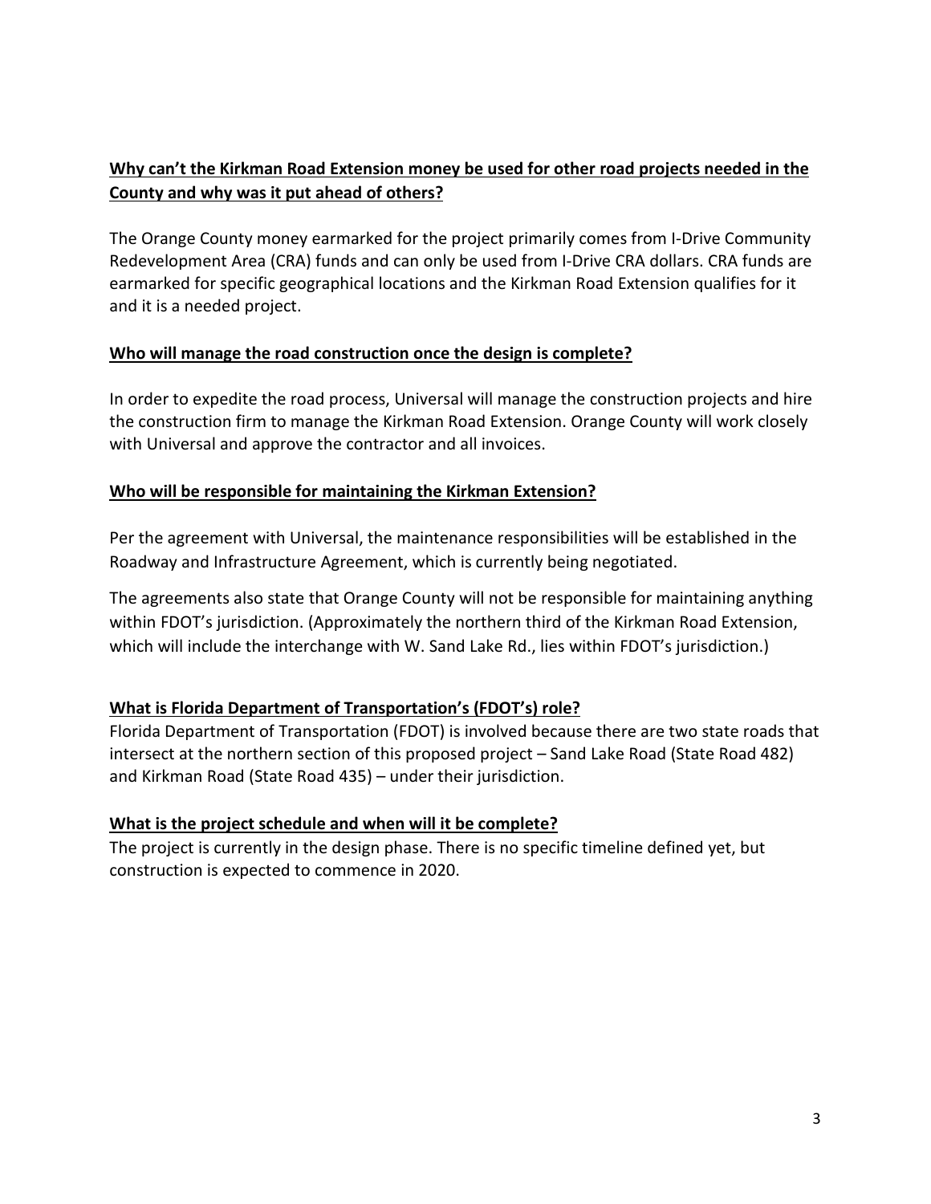**<u>Why can't the Kirkman Road Extension money be used for other road projects needed in the County and why was it put ahead of others?</u>**

The Orange County money earmarked for the project primarily comes from I-Drive Community Redevelopment Area (CRA) funds and can only be used from I-Drive CRA dollars. CRA funds are earmarked for specific geographical locations and the Kirkman Road Extension qualifies for it and it is a needed project.

**<u>Who will manage the road construction once the design is complete?</u>**

In order to expedite the road process, Universal will manage the construction projects and hire the construction firm to manage the Kirkman Road Extension. Orange County will work closely with Universal and approve the contractor and all invoices.

**<u>Who will be responsible for maintaining the Kirkman Extension?</u>**

Per the agreement with Universal, the maintenance responsibilities will be established in the Roadway and Infrastructure Agreement, which is currently being negotiated.

The agreements also state that Orange County will not be responsible for maintaining anything within FDOT's jurisdiction. (Approximately the northern third of the Kirkman Road Extension, which will include the interchange with W. Sand Lake Rd., lies within FDOT's jurisdiction.)

**<u>What is Florida Department of Transportation's (FDOT's) role?</u>**

Florida Department of Transportation (FDOT) is involved because there are two state roads that intersect at the northern section of this proposed project – Sand Lake Road (State Road 482) and Kirkman Road (State Road 435) – under their jurisdiction.

**<u>What is the project schedule and when will it be complete?</u>**

The project is currently in the design phase. There is no specific timeline defined yet, but construction is expected to commence in 2020.